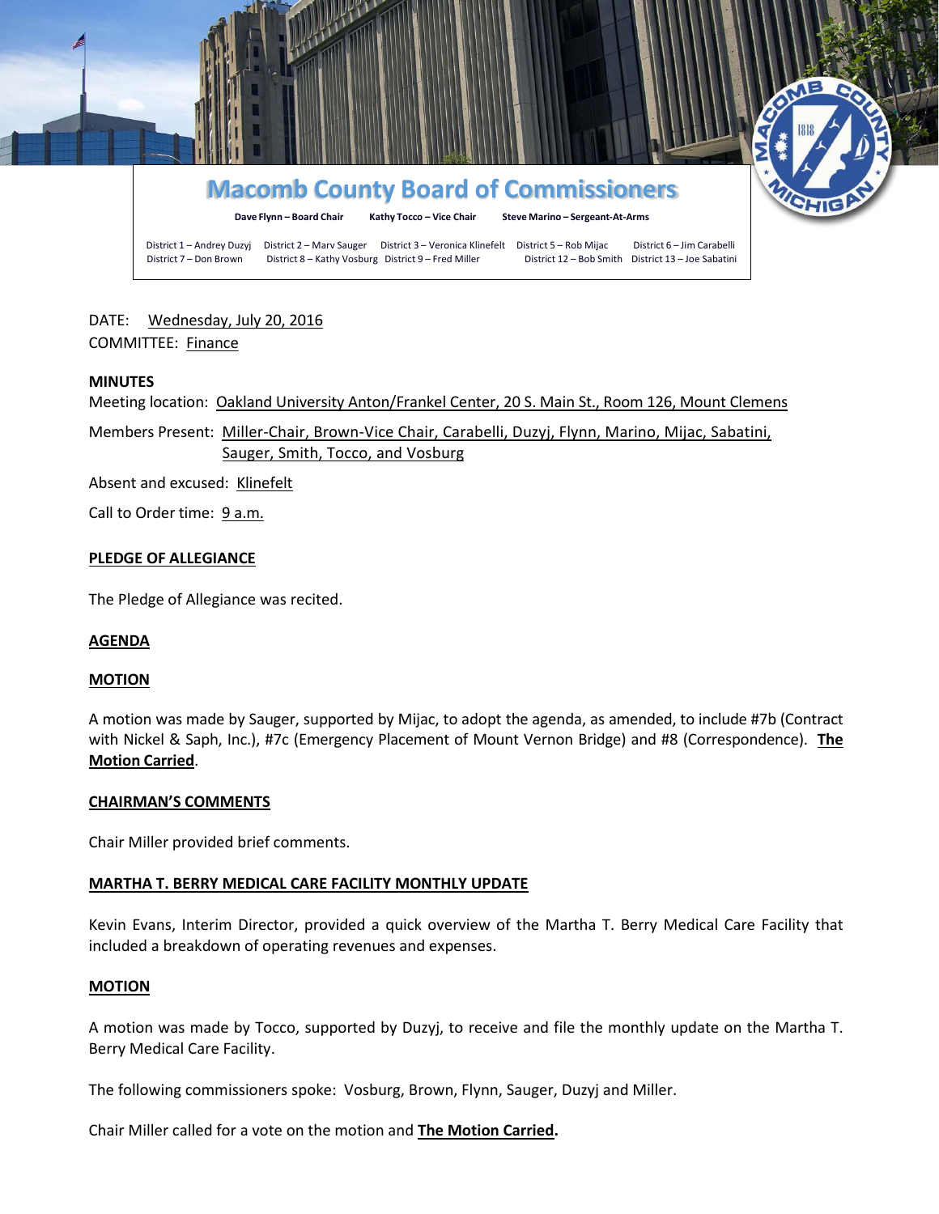# Macomb County Board of Commissioners

**Dave Flynn – Board Chair** **Kathy Tocco – Vice Chair** **Steve Marino – Sergeant-At-Arms**

District 1 – Andrey Duzyj District 2 – Marv Sauger District 3 – Veronica Klinefelt District 5 – Rob Mijac District 6 – Jim Carabelli
District 7 – Don Brown District 8 – Kathy Vosburg District 9 – Fred Miller District 12 – Bob Smith District 13 – Joe Sabatini

DATE: Wednesday, July 20, 2016
COMMITTEE: Finance

**MINUTES**

Meeting location: Oakland University Anton/Frankel Center, 20 S. Main St., Room 126, Mount Clemens

Members Present: Miller-Chair, Brown-Vice Chair, Carabelli, Duzyj, Flynn, Marino, Mijac, Sabatini, Sauger, Smith, Tocco, and Vosburg

Absent and excused: Klinefelt

Call to Order time: 9 a.m.

**PLEDGE OF ALLEGIANCE**

The Pledge of Allegiance was recited.

**AGENDA**

**MOTION**

A motion was made by Sauger, supported by Mijac, to adopt the agenda, as amended, to include #7b (Contract with Nickel & Saph, Inc.), #7c (Emergency Placement of Mount Vernon Bridge) and #8 (Correspondence). **The Motion Carried**.

**CHAIRMAN'S COMMENTS**

Chair Miller provided brief comments.

**MARTHA T. BERRY MEDICAL CARE FACILITY MONTHLY UPDATE**

Kevin Evans, Interim Director, provided a quick overview of the Martha T. Berry Medical Care Facility that included a breakdown of operating revenues and expenses.

**MOTION**

A motion was made by Tocco, supported by Duzyj, to receive and file the monthly update on the Martha T. Berry Medical Care Facility.

The following commissioners spoke: Vosburg, Brown, Flynn, Sauger, Duzyj and Miller.

Chair Miller called for a vote on the motion and **The Motion Carried.**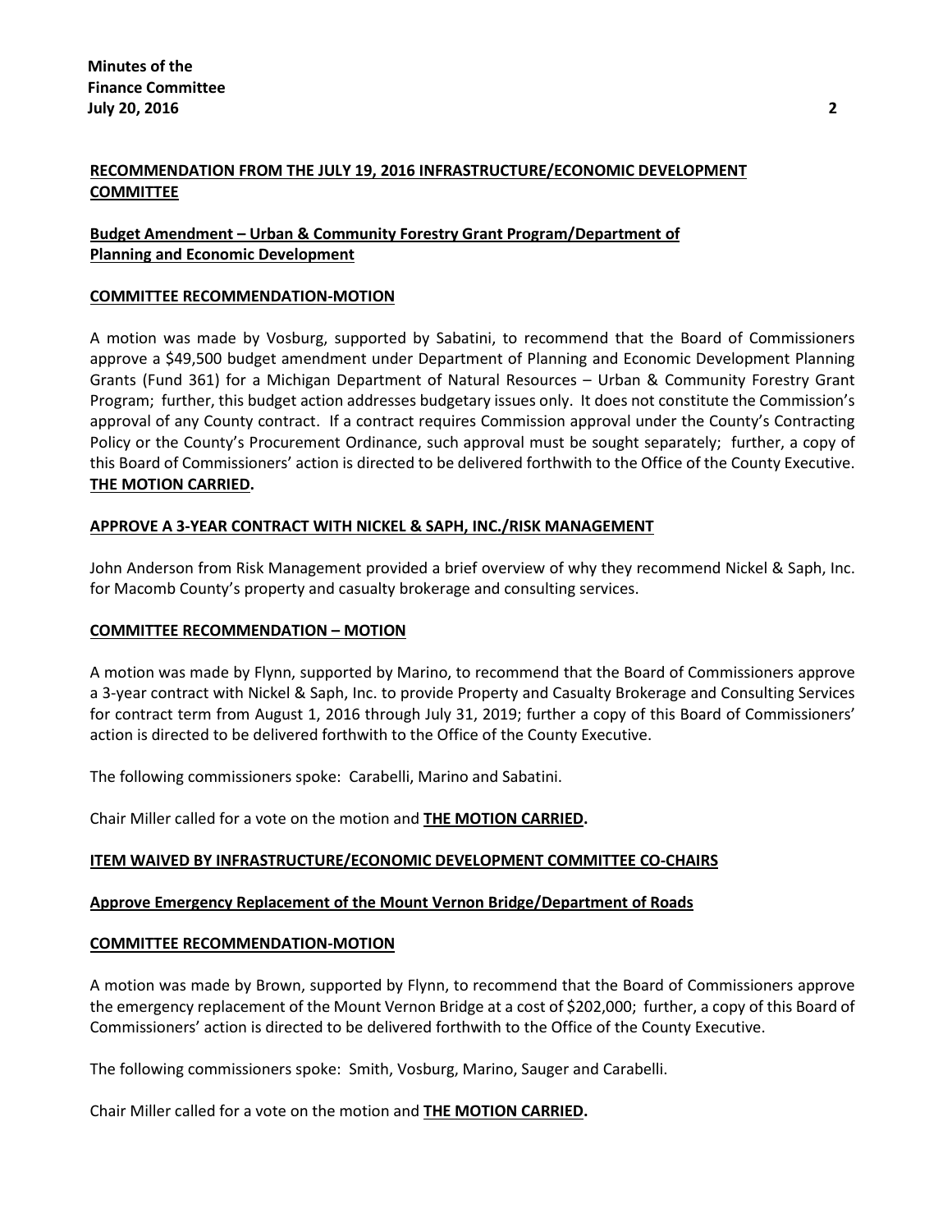## RECOMMENDATION FROM THE JULY 19, 2016 INFRASTRUCTURE/ECONOMIC DEVELOPMENT COMMITTEE

### Budget Amendment – Urban & Community Forestry Grant Program/Department of Planning and Economic Development

#### COMMITTEE RECOMMENDATION-MOTION

A motion was made by Vosburg, supported by Sabatini, to recommend that the Board of Commissioners approve a $49,500 budget amendment under Department of Planning and Economic Development Planning Grants (Fund 361) for a Michigan Department of Natural Resources – Urban & Community Forestry Grant Program; further, this budget action addresses budgetary issues only. It does not constitute the Commission's approval of any County contract. If a contract requires Commission approval under the County's Contracting Policy or the County's Procurement Ordinance, such approval must be sought separately; further, a copy of this Board of Commissioners' action is directed to be delivered forthwith to the Office of the County Executive. **THE MOTION CARRIED.**

## APPROVE A 3-YEAR CONTRACT WITH NICKEL & SAPH, INC./RISK MANAGEMENT

John Anderson from Risk Management provided a brief overview of why they recommend Nickel & Saph, Inc. for Macomb County's property and casualty brokerage and consulting services.

#### COMMITTEE RECOMMENDATION – MOTION

A motion was made by Flynn, supported by Marino, to recommend that the Board of Commissioners approve a 3-year contract with Nickel & Saph, Inc. to provide Property and Casualty Brokerage and Consulting Services for contract term from August 1, 2016 through July 31, 2019; further a copy of this Board of Commissioners' action is directed to be delivered forthwith to the Office of the County Executive.

The following commissioners spoke: Carabelli, Marino and Sabatini.

Chair Miller called for a vote on the motion and **THE MOTION CARRIED.**

## ITEM WAIVED BY INFRASTRUCTURE/ECONOMIC DEVELOPMENT COMMITTEE CO-CHAIRS

### Approve Emergency Replacement of the Mount Vernon Bridge/Department of Roads

#### COMMITTEE RECOMMENDATION-MOTION

A motion was made by Brown, supported by Flynn, to recommend that the Board of Commissioners approve the emergency replacement of the Mount Vernon Bridge at a cost of $202,000; further, a copy of this Board of Commissioners' action is directed to be delivered forthwith to the Office of the County Executive.

The following commissioners spoke: Smith, Vosburg, Marino, Sauger and Carabelli.

Chair Miller called for a vote on the motion and **THE MOTION CARRIED.**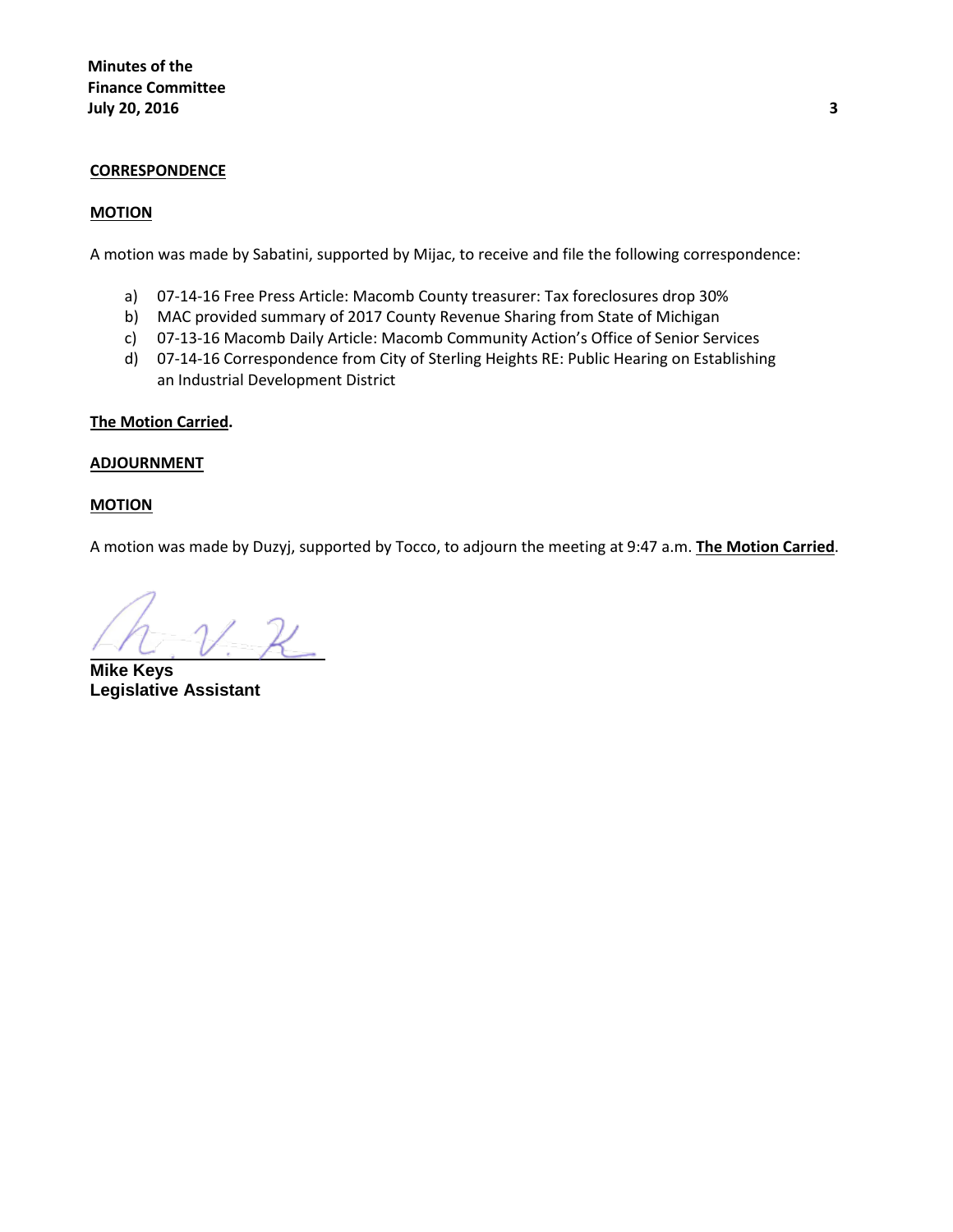**CORRESPONDENCE**

**MOTION**

A motion was made by Sabatini, supported by Mijac, to receive and file the following correspondence:

a) 07-14-16 Free Press Article: Macomb County treasurer: Tax foreclosures drop 30%
b) MAC provided summary of 2017 County Revenue Sharing from State of Michigan
c) 07-13-16 Macomb Daily Article: Macomb Community Action's Office of Senior Services
d) 07-14-16 Correspondence from City of Sterling Heights RE: Public Hearing on Establishing an Industrial Development District

**The Motion Carried.**

**ADJOURNMENT**

**MOTION**

A motion was made by Duzyj, supported by Tocco, to adjourn the meeting at 9:47 a.m. **The Motion Carried**.

**Mike Keys**
**Legislative Assistant**